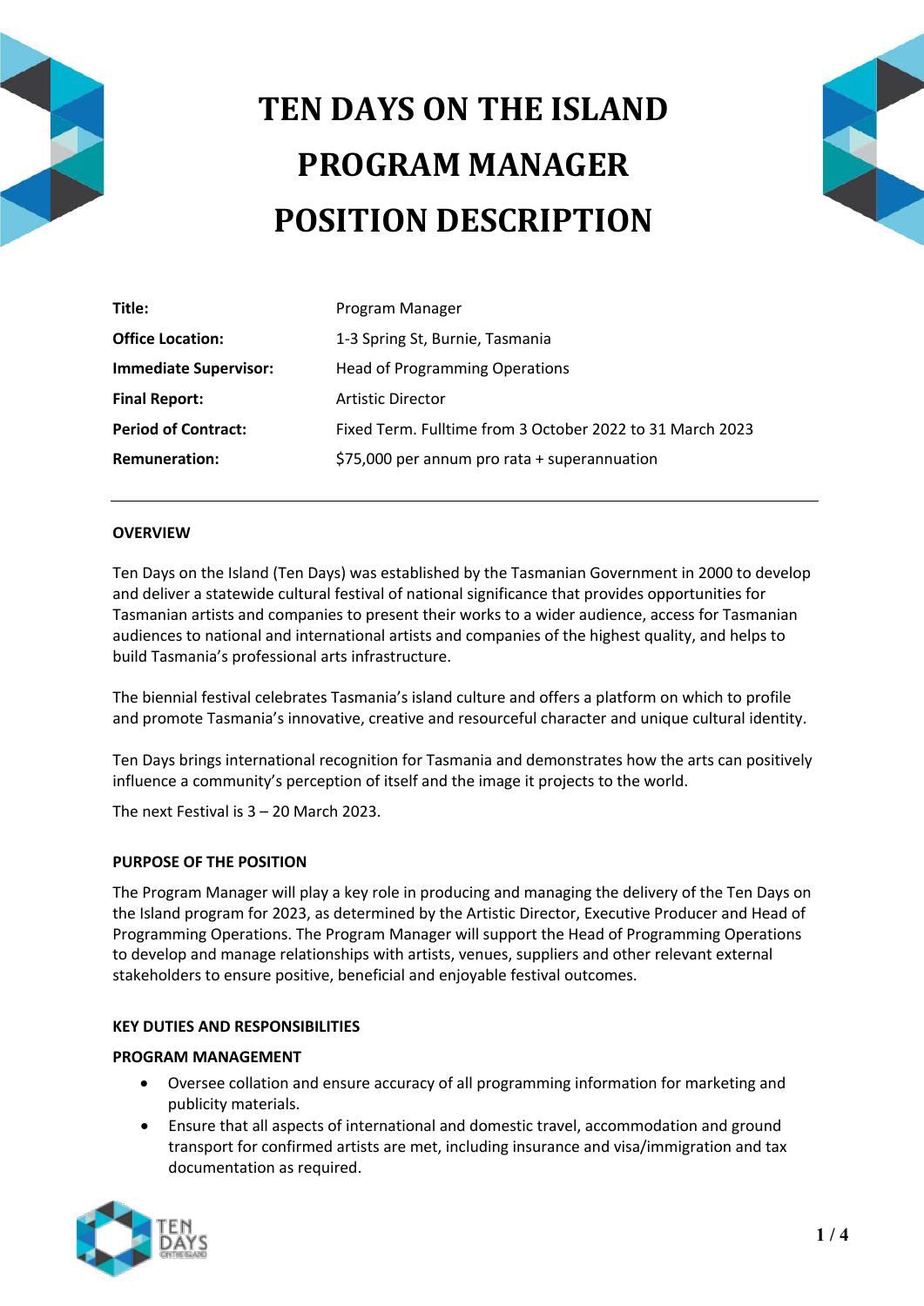# TEN DAYS ON THE ISLAND
# PROGRAM MANAGER
# POSITION DESCRIPTION

| | |
|---|---|
| **Title:** | Program Manager |
| **Office Location:** | 1-3 Spring St, Burnie, Tasmania |
| **Immediate Supervisor:** | Head of Programming Operations |
| **Final Report:** | Artistic Director |
| **Period of Contract:** | Fixed Term. Fulltime from 3 October 2022 to 31 March 2023 |
| **Remuneration:** | $75,000 per annum pro rata + superannuation |

---

## OVERVIEW

Ten Days on the Island (Ten Days) was established by the Tasmanian Government in 2000 to develop and deliver a statewide cultural festival of national significance that provides opportunities for Tasmanian artists and companies to present their works to a wider audience, access for Tasmanian audiences to national and international artists and companies of the highest quality, and helps to build Tasmania's professional arts infrastructure.

The biennial festival celebrates Tasmania's island culture and offers a platform on which to profile and promote Tasmania's innovative, creative and resourceful character and unique cultural identity.

Ten Days brings international recognition for Tasmania and demonstrates how the arts can positively influence a community's perception of itself and the image it projects to the world.

The next Festival is 3 – 20 March 2023.

## PURPOSE OF THE POSITION

The Program Manager will play a key role in producing and managing the delivery of the Ten Days on the Island program for 2023, as determined by the Artistic Director, Executive Producer and Head of Programming Operations. The Program Manager will support the Head of Programming Operations to develop and manage relationships with artists, venues, suppliers and other relevant external stakeholders to ensure positive, beneficial and enjoyable festival outcomes.

## KEY DUTIES AND RESPONSIBILITIES

### PROGRAM MANAGEMENT

- Oversee collation and ensure accuracy of all programming information for marketing and publicity materials.
- Ensure that all aspects of international and domestic travel, accommodation and ground transport for confirmed artists are met, including insurance and visa/immigration and tax documentation as required.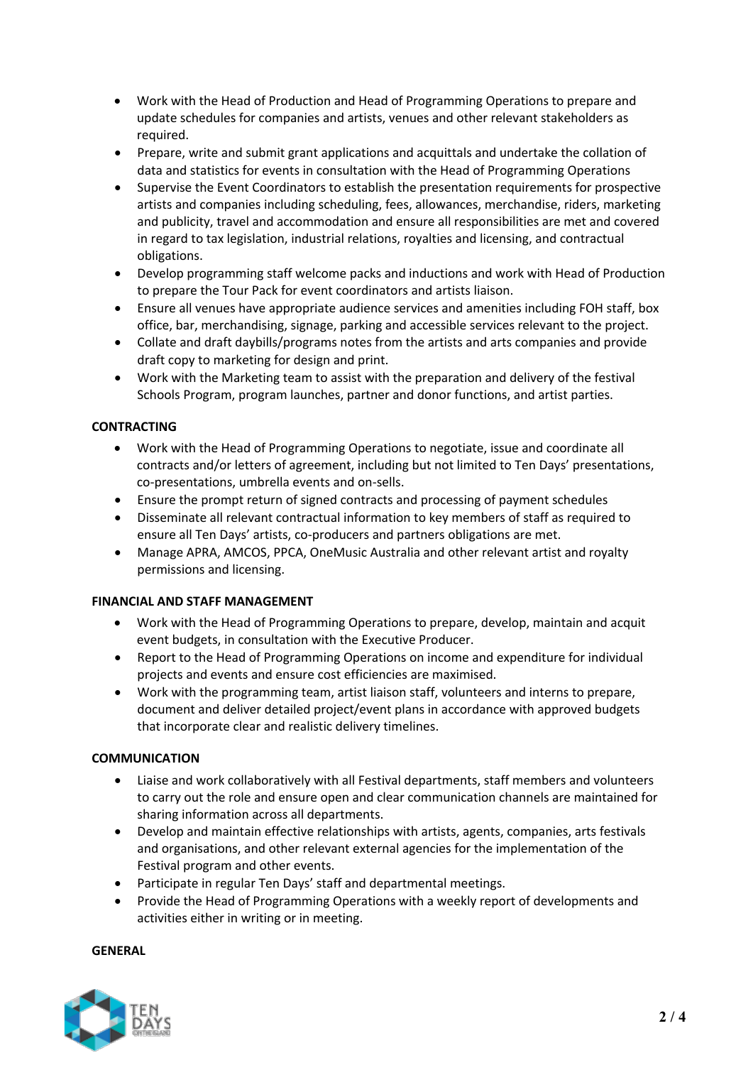- Work with the Head of Production and Head of Programming Operations to prepare and update schedules for companies and artists, venues and other relevant stakeholders as required.
- Prepare, write and submit grant applications and acquittals and undertake the collation of data and statistics for events in consultation with the Head of Programming Operations
- Supervise the Event Coordinators to establish the presentation requirements for prospective artists and companies including scheduling, fees, allowances, merchandise, riders, marketing and publicity, travel and accommodation and ensure all responsibilities are met and covered in regard to tax legislation, industrial relations, royalties and licensing, and contractual obligations.
- Develop programming staff welcome packs and inductions and work with Head of Production to prepare the Tour Pack for event coordinators and artists liaison.
- Ensure all venues have appropriate audience services and amenities including FOH staff, box office, bar, merchandising, signage, parking and accessible services relevant to the project.
- Collate and draft daybills/programs notes from the artists and arts companies and provide draft copy to marketing for design and print.
- Work with the Marketing team to assist with the preparation and delivery of the festival Schools Program, program launches, partner and donor functions, and artist parties.

**CONTRACTING**

- Work with the Head of Programming Operations to negotiate, issue and coordinate all contracts and/or letters of agreement, including but not limited to Ten Days' presentations, co-presentations, umbrella events and on-sells.
- Ensure the prompt return of signed contracts and processing of payment schedules
- Disseminate all relevant contractual information to key members of staff as required to ensure all Ten Days' artists, co-producers and partners obligations are met.
- Manage APRA, AMCOS, PPCA, OneMusic Australia and other relevant artist and royalty permissions and licensing.

**FINANCIAL AND STAFF MANAGEMENT**

- Work with the Head of Programming Operations to prepare, develop, maintain and acquit event budgets, in consultation with the Executive Producer.
- Report to the Head of Programming Operations on income and expenditure for individual projects and events and ensure cost efficiencies are maximised.
- Work with the programming team, artist liaison staff, volunteers and interns to prepare, document and deliver detailed project/event plans in accordance with approved budgets that incorporate clear and realistic delivery timelines.

**COMMUNICATION**

- Liaise and work collaboratively with all Festival departments, staff members and volunteers to carry out the role and ensure open and clear communication channels are maintained for sharing information across all departments.
- Develop and maintain effective relationships with artists, agents, companies, arts festivals and organisations, and other relevant external agencies for the implementation of the Festival program and other events.
- Participate in regular Ten Days' staff and departmental meetings.
- Provide the Head of Programming Operations with a weekly report of developments and activities either in writing or in meeting.

**GENERAL**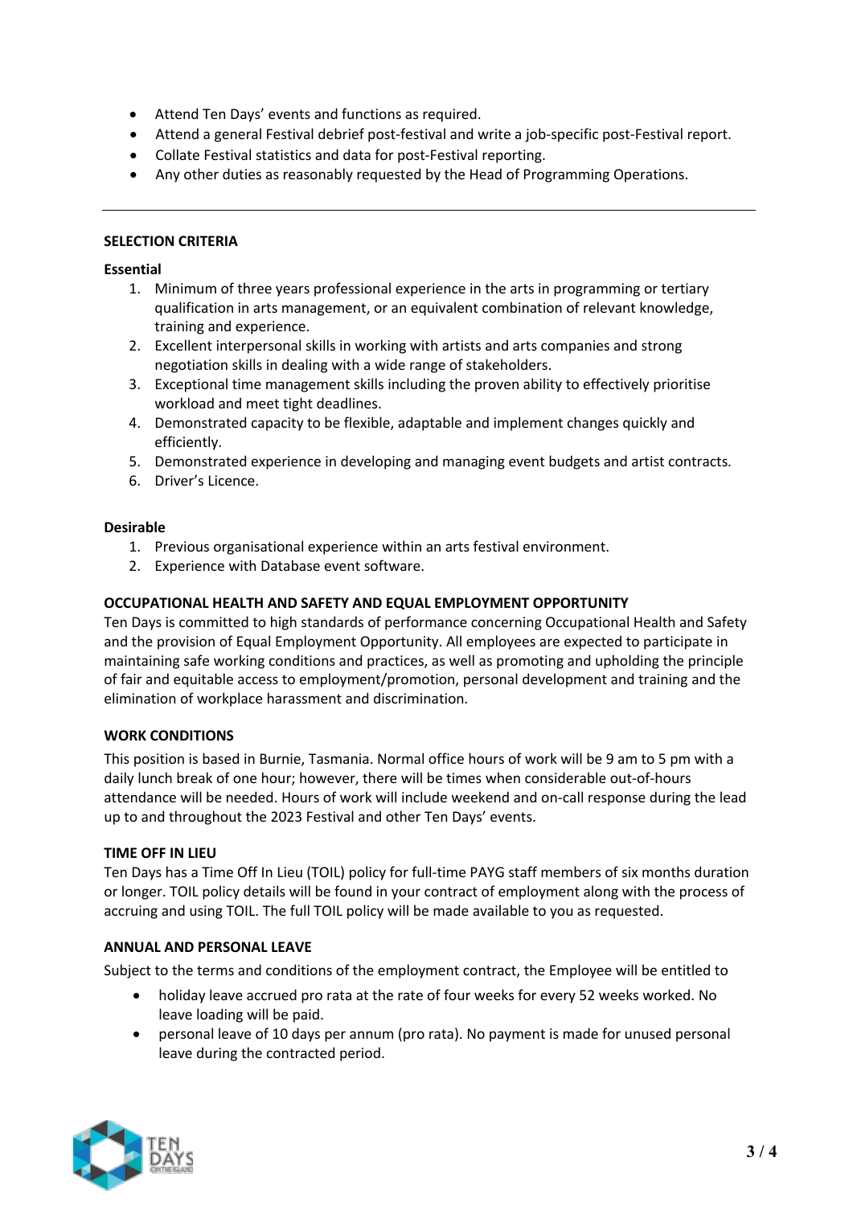- Attend Ten Days' events and functions as required.
- Attend a general Festival debrief post-festival and write a job-specific post-Festival report.
- Collate Festival statistics and data for post-Festival reporting.
- Any other duties as reasonably requested by the Head of Programming Operations.

---

**SELECTION CRITERIA**

**Essential**

1. Minimum of three years professional experience in the arts in programming or tertiary qualification in arts management, or an equivalent combination of relevant knowledge, training and experience.
2. Excellent interpersonal skills in working with artists and arts companies and strong negotiation skills in dealing with a wide range of stakeholders.
3. Exceptional time management skills including the proven ability to effectively prioritise workload and meet tight deadlines.
4. Demonstrated capacity to be flexible, adaptable and implement changes quickly and efficiently.
5. Demonstrated experience in developing and managing event budgets and artist contracts.
6. Driver's Licence.

**Desirable**

1. Previous organisational experience within an arts festival environment.
2. Experience with Database event software.

**OCCUPATIONAL HEALTH AND SAFETY AND EQUAL EMPLOYMENT OPPORTUNITY**

Ten Days is committed to high standards of performance concerning Occupational Health and Safety and the provision of Equal Employment Opportunity. All employees are expected to participate in maintaining safe working conditions and practices, as well as promoting and upholding the principle of fair and equitable access to employment/promotion, personal development and training and the elimination of workplace harassment and discrimination.

**WORK CONDITIONS**

This position is based in Burnie, Tasmania. Normal office hours of work will be 9 am to 5 pm with a daily lunch break of one hour; however, there will be times when considerable out-of-hours attendance will be needed. Hours of work will include weekend and on-call response during the lead up to and throughout the 2023 Festival and other Ten Days' events.

**TIME OFF IN LIEU**

Ten Days has a Time Off In Lieu (TOIL) policy for full-time PAYG staff members of six months duration or longer. TOIL policy details will be found in your contract of employment along with the process of accruing and using TOIL. The full TOIL policy will be made available to you as requested.

**ANNUAL AND PERSONAL LEAVE**

Subject to the terms and conditions of the employment contract, the Employee will be entitled to

- holiday leave accrued pro rata at the rate of four weeks for every 52 weeks worked. No leave loading will be paid.
- personal leave of 10 days per annum (pro rata). No payment is made for unused personal leave during the contracted period.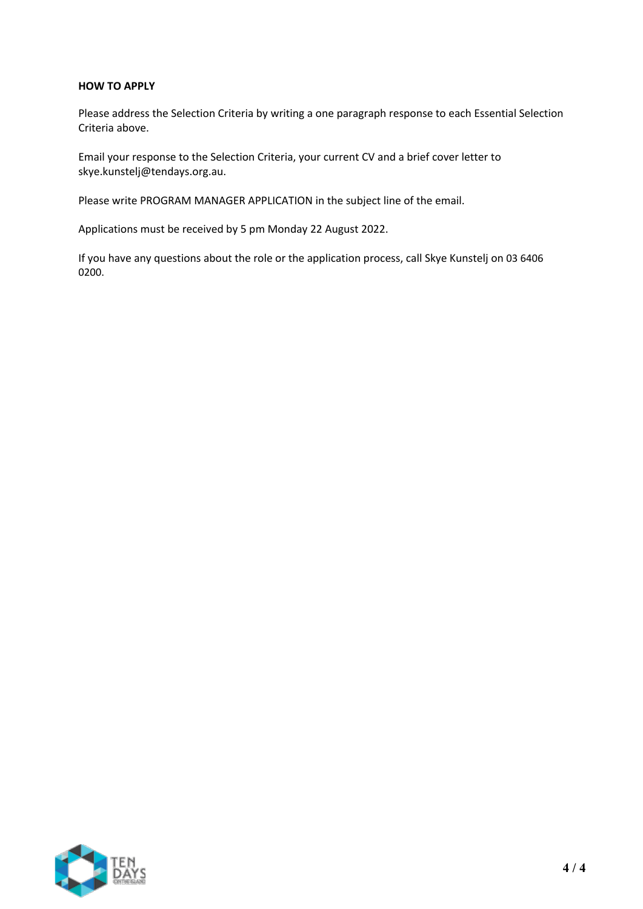**HOW TO APPLY**

Please address the Selection Criteria by writing a one paragraph response to each Essential Selection Criteria above.

Email your response to the Selection Criteria, your current CV and a brief cover letter to skye.kunstelj@tendays.org.au.

Please write PROGRAM MANAGER APPLICATION in the subject line of the email.

Applications must be received by 5 pm Monday 22 August 2022.

If you have any questions about the role or the application process, call Skye Kunstelj on 03 6406 0200.